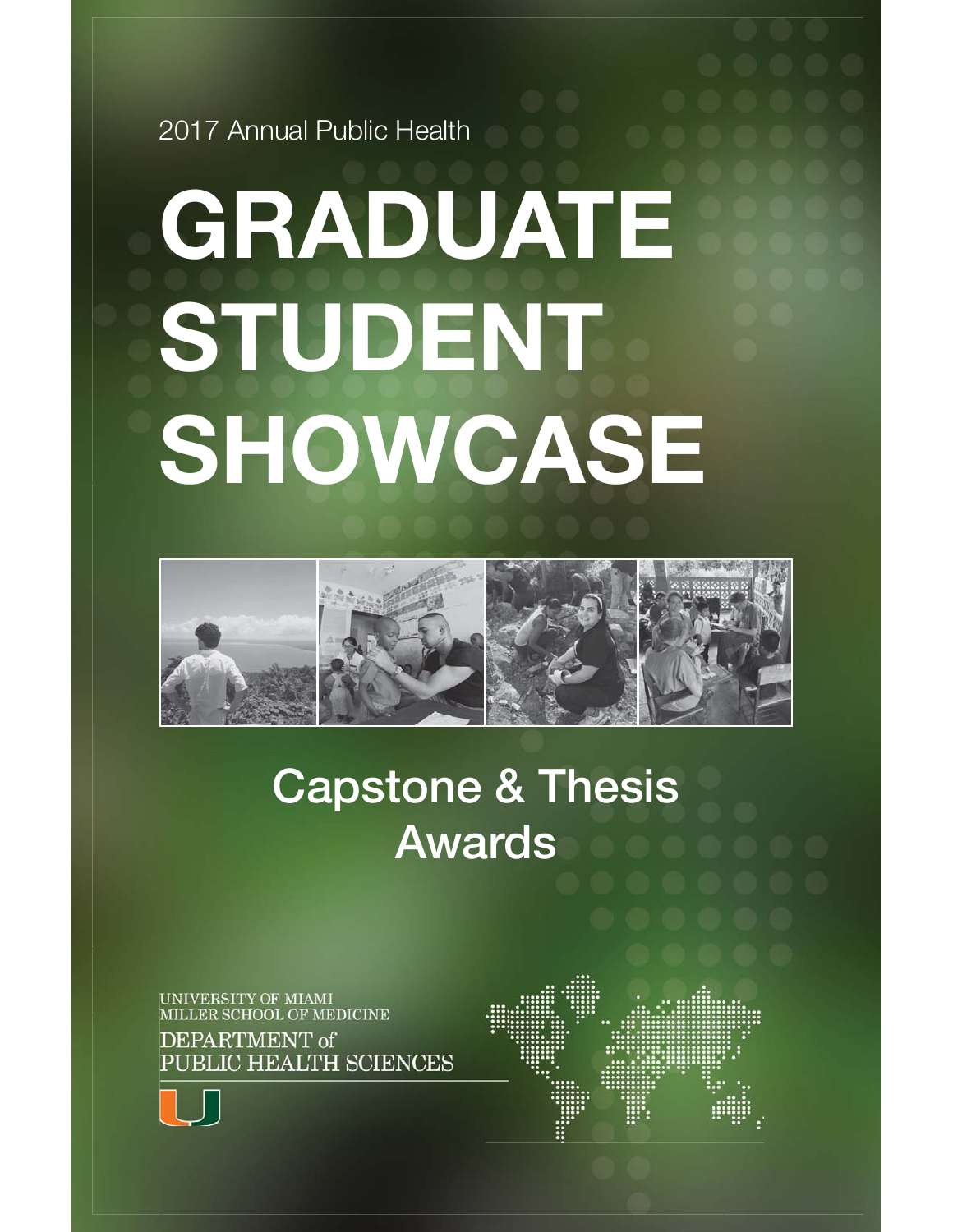2017 Annual Public Health

# GRADUATE STUDENT SHOWCASE

## Capstone & Thesis Awards

UNIVERSITY OF MIAMI
MILLER SCHOOL OF MEDICINE
DEPARTMENT of
PUBLIC HEALTH SCIENCES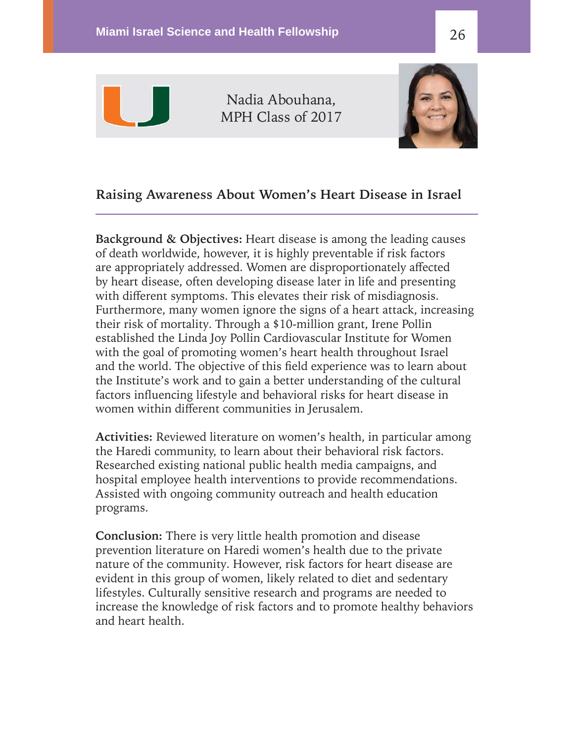Nadia Abouhana,
MPH Class of 2017

## Raising Awareness About Women's Heart Disease in Israel

**Background & Objectives:** Heart disease is among the leading causes of death worldwide, however, it is highly preventable if risk factors are appropriately addressed. Women are disproportionately affected by heart disease, often developing disease later in life and presenting with different symptoms. This elevates their risk of misdiagnosis. Furthermore, many women ignore the signs of a heart attack, increasing their risk of mortality. Through a $10-million grant, Irene Pollin established the Linda Joy Pollin Cardiovascular Institute for Women with the goal of promoting women's heart health throughout Israel and the world. The objective of this field experience was to learn about the Institute's work and to gain a better understanding of the cultural factors influencing lifestyle and behavioral risks for heart disease in women within different communities in Jerusalem.

**Activities:** Reviewed literature on women's health, in particular among the Haredi community, to learn about their behavioral risk factors. Researched existing national public health media campaigns, and hospital employee health interventions to provide recommendations. Assisted with ongoing community outreach and health education programs.

**Conclusion:** There is very little health promotion and disease prevention literature on Haredi women's health due to the private nature of the community. However, risk factors for heart disease are evident in this group of women, likely related to diet and sedentary lifestyles. Culturally sensitive research and programs are needed to increase the knowledge of risk factors and to promote healthy behaviors and heart health.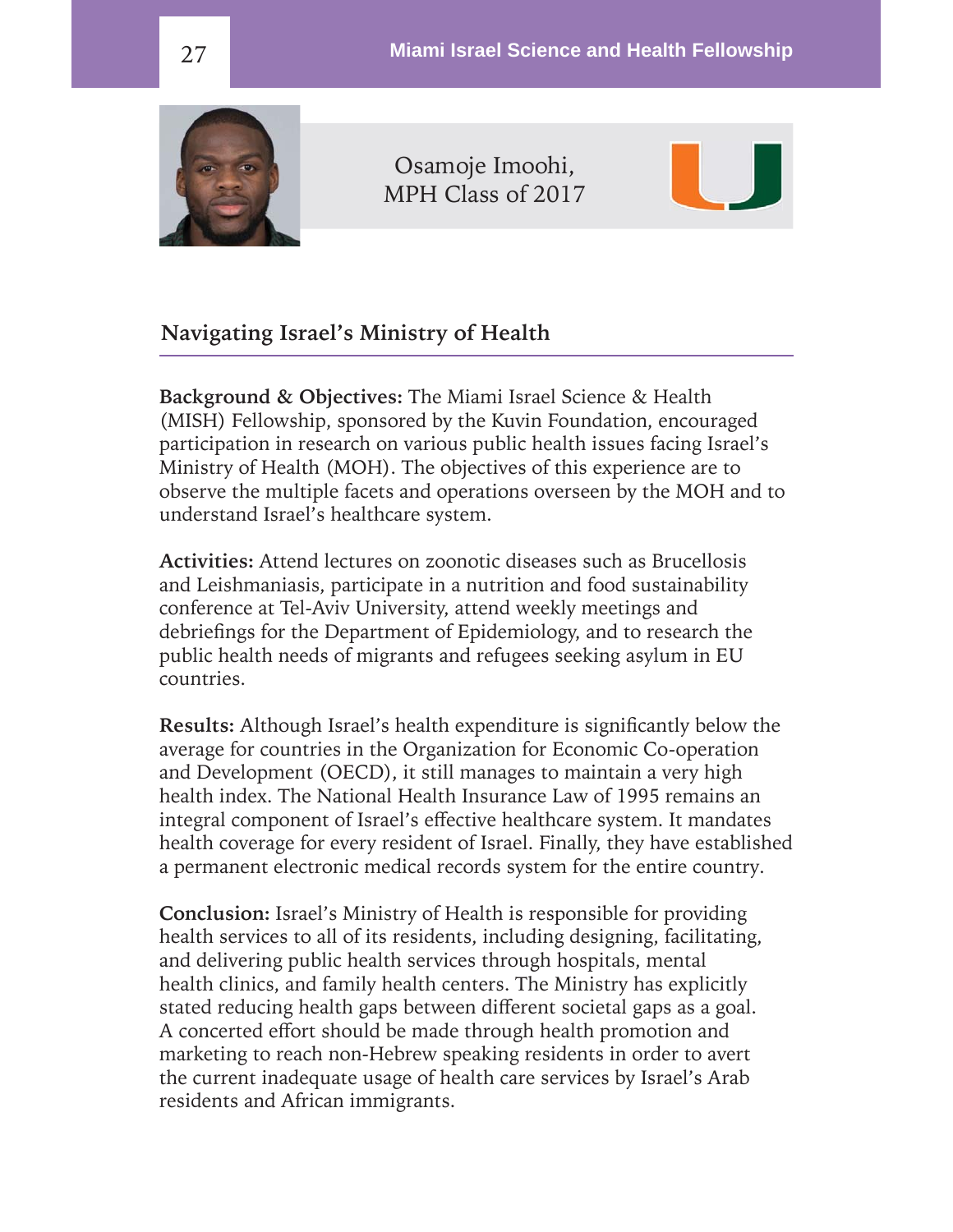Osamoje Imoohi,
MPH Class of 2017

## Navigating Israel's Ministry of Health

**Background & Objectives:** The Miami Israel Science & Health (MISH) Fellowship, sponsored by the Kuvin Foundation, encouraged participation in research on various public health issues facing Israel's Ministry of Health (MOH). The objectives of this experience are to observe the multiple facets and operations overseen by the MOH and to understand Israel's healthcare system.

**Activities:** Attend lectures on zoonotic diseases such as Brucellosis and Leishmaniasis, participate in a nutrition and food sustainability conference at Tel-Aviv University, attend weekly meetings and debriefings for the Department of Epidemiology, and to research the public health needs of migrants and refugees seeking asylum in EU countries.

**Results:** Although Israel's health expenditure is significantly below the average for countries in the Organization for Economic Co-operation and Development (OECD), it still manages to maintain a very high health index. The National Health Insurance Law of 1995 remains an integral component of Israel's effective healthcare system. It mandates health coverage for every resident of Israel. Finally, they have established a permanent electronic medical records system for the entire country.

**Conclusion:** Israel's Ministry of Health is responsible for providing health services to all of its residents, including designing, facilitating, and delivering public health services through hospitals, mental health clinics, and family health centers. The Ministry has explicitly stated reducing health gaps between different societal gaps as a goal. A concerted effort should be made through health promotion and marketing to reach non-Hebrew speaking residents in order to avert the current inadequate usage of health care services by Israel's Arab residents and African immigrants.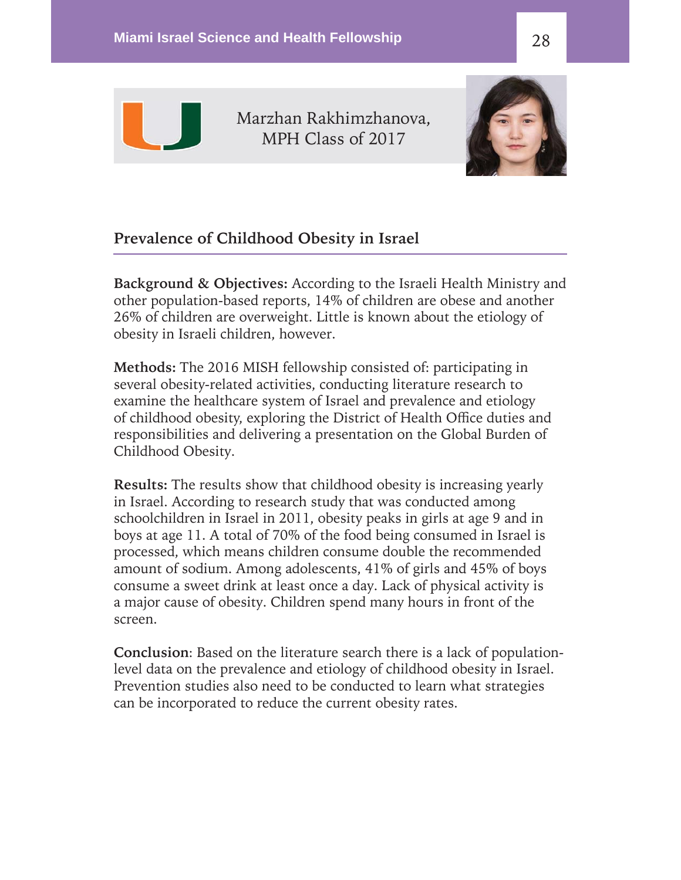Marzhan Rakhimzhanova,
MPH Class of 2017

## Prevalence of Childhood Obesity in Israel

**Background & Objectives:** According to the Israeli Health Ministry and other population-based reports, 14% of children are obese and another 26% of children are overweight. Little is known about the etiology of obesity in Israeli children, however.

**Methods:** The 2016 MISH fellowship consisted of: participating in several obesity-related activities, conducting literature research to examine the healthcare system of Israel and prevalence and etiology of childhood obesity, exploring the District of Health Office duties and responsibilities and delivering a presentation on the Global Burden of Childhood Obesity.

**Results:** The results show that childhood obesity is increasing yearly in Israel. According to research study that was conducted among schoolchildren in Israel in 2011, obesity peaks in girls at age 9 and in boys at age 11. A total of 70% of the food being consumed in Israel is processed, which means children consume double the recommended amount of sodium. Among adolescents, 41% of girls and 45% of boys consume a sweet drink at least once a day. Lack of physical activity is a major cause of obesity. Children spend many hours in front of the screen.

**Conclusion**: Based on the literature search there is a lack of population-level data on the prevalence and etiology of childhood obesity in Israel. Prevention studies also need to be conducted to learn what strategies can be incorporated to reduce the current obesity rates.